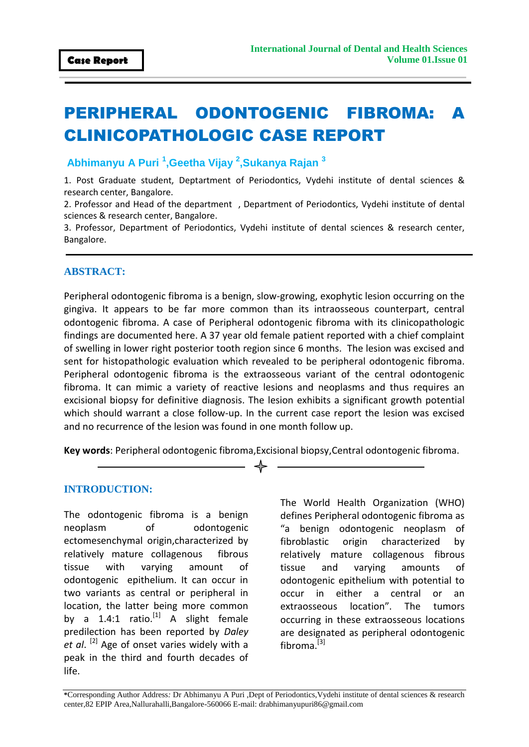Case Report

# PERIPHERAL ODONTOGENIC FIBROMA: A CLINICOPATHOLOGIC CASE REPORT

**Abhimanyu A Puri [1], Geetha Vijay [2], Sukanya Rajan [3]**

1. Post Graduate student, Deptartment of Periodontics, Vydehi institute of dental sciences & research center, Bangalore.
2. Professor and Head of the department , Department of Periodontics, Vydehi institute of dental sciences & research center, Bangalore.
3. Professor, Department of Periodontics, Vydehi institute of dental sciences & research center, Bangalore.

## ABSTRACT:

Peripheral odontogenic fibroma is a benign, slow-growing, exophytic lesion occurring on the gingiva. It appears to be far more common than its intraosseous counterpart, central odontogenic fibroma. A case of Peripheral odontogenic fibroma with its clinicopathologic findings are documented here. A 37 year old female patient reported with a chief complaint of swelling in lower right posterior tooth region since 6 months. The lesion was excised and sent for histopathologic evaluation which revealed to be peripheral odontogenic fibroma. Peripheral odontogenic fibroma is the extraosseous variant of the central odontogenic fibroma. It can mimic a variety of reactive lesions and neoplasms and thus requires an excisional biopsy for definitive diagnosis. The lesion exhibits a significant growth potential which should warrant a close follow-up. In the current case report the lesion was excised and no recurrence of the lesion was found in one month follow up.

**Key words**: Peripheral odontogenic fibroma,Excisional biopsy,Central odontogenic fibroma.

## INTRODUCTION:

The odontogenic fibroma is a benign neoplasm of odontogenic ectomesenchymal origin,characterized by relatively mature collagenous fibrous tissue with varying amount of odontogenic epithelium. It can occur in two variants as central or peripheral in location, the latter being more common by a 1.4:1 ratio.[1] A slight female predilection has been reported by *Daley et al*. [2] Age of onset varies widely with a peak in the third and fourth decades of life.

The World Health Organization (WHO) defines Peripheral odontogenic fibroma as "a benign odontogenic neoplasm of fibroblastic origin characterized by relatively mature collagenous fibrous tissue and varying amounts of odontogenic epithelium with potential to occur in either a central or an extraosseous location". The tumors occurring in these extraosseous locations are designated as peripheral odontogenic fibroma.[3]

*Corresponding Author Address: Dr Abhimanyu A Puri ,Dept of Periodontics,Vydehi institute of dental sciences & research center,82 EPIP Area,Nallurahalli,Bangalore-560066 E-mail: drabhimanyupuri86@gmail.com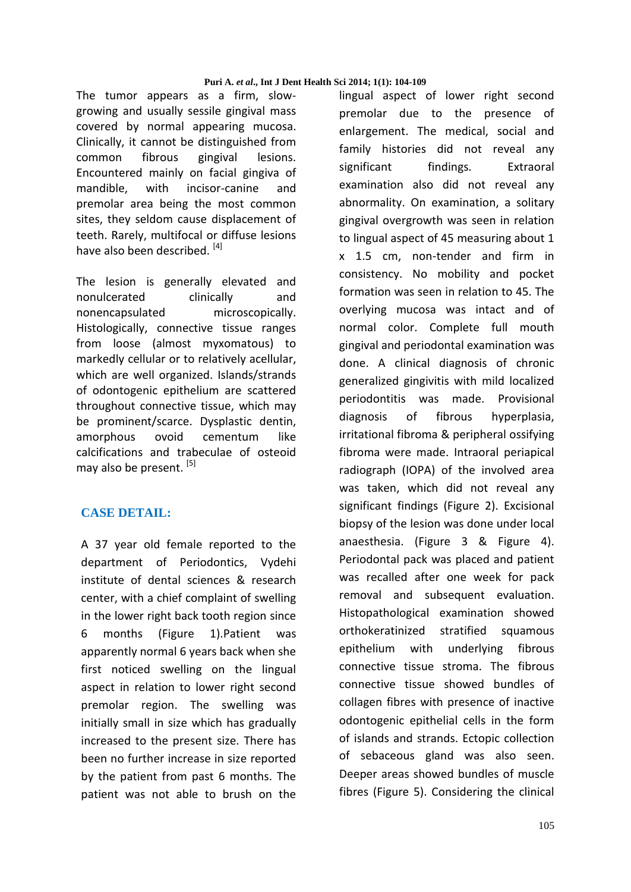The tumor appears as a firm, slow-growing and usually sessile gingival mass covered by normal appearing mucosa. Clinically, it cannot be distinguished from common fibrous gingival lesions. Encountered mainly on facial gingiva of mandible, with incisor-canine and premolar area being the most common sites, they seldom cause displacement of teeth. Rarely, multifocal or diffuse lesions have also been described. [4]

The lesion is generally elevated and nonulcerated clinically and nonencapsulated microscopically. Histologically, connective tissue ranges from loose (almost myxomatous) to markedly cellular or to relatively acellular, which are well organized. Islands/strands of odontogenic epithelium are scattered throughout connective tissue, which may be prominent/scarce. Dysplastic dentin, amorphous ovoid cementum like calcifications and trabeculae of osteoid may also be present. [5]

## CASE DETAIL:

A 37 year old female reported to the department of Periodontics, Vydehi institute of dental sciences & research center, with a chief complaint of swelling in the lower right back tooth region since 6 months (Figure 1).Patient was apparently normal 6 years back when she first noticed swelling on the lingual aspect in relation to lower right second premolar region. The swelling was initially small in size which has gradually increased to the present size. There has been no further increase in size reported by the patient from past 6 months. The patient was not able to brush on the lingual aspect of lower right second premolar due to the presence of enlargement. The medical, social and family histories did not reveal any significant findings. Extraoral examination also did not reveal any abnormality. On examination, a solitary gingival overgrowth was seen in relation to lingual aspect of 45 measuring about 1 x 1.5 cm, non-tender and firm in consistency. No mobility and pocket formation was seen in relation to 45. The overlying mucosa was intact and of normal color. Complete full mouth gingival and periodontal examination was done. A clinical diagnosis of chronic generalized gingivitis with mild localized periodontitis was made. Provisional diagnosis of fibrous hyperplasia, irritational fibroma & peripheral ossifying fibroma were made. Intraoral periapical radiograph (IOPA) of the involved area was taken, which did not reveal any significant findings (Figure 2). Excisional biopsy of the lesion was done under local anaesthesia. (Figure 3 & Figure 4). Periodontal pack was placed and patient was recalled after one week for pack removal and subsequent evaluation. Histopathological examination showed orthokeratinized stratified squamous epithelium with underlying fibrous connective tissue stroma. The fibrous connective tissue showed bundles of collagen fibres with presence of inactive odontogenic epithelial cells in the form of islands and strands. Ectopic collection of sebaceous gland was also seen. Deeper areas showed bundles of muscle fibres (Figure 5). Considering the clinical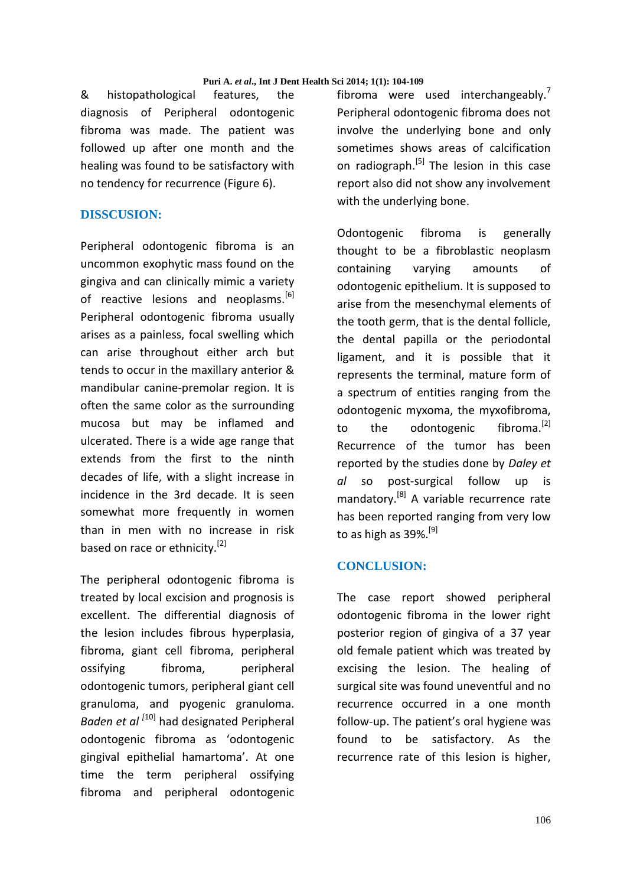& histopathological features, the diagnosis of Peripheral odontogenic fibroma was made. The patient was followed up after one month and the healing was found to be satisfactory with no tendency for recurrence (Figure 6).

## DISSCUSION:

Peripheral odontogenic fibroma is an uncommon exophytic mass found on the gingiva and can clinically mimic a variety of reactive lesions and neoplasms.[6] Peripheral odontogenic fibroma usually arises as a painless, focal swelling which can arise throughout either arch but tends to occur in the maxillary anterior & mandibular canine-premolar region. It is often the same color as the surrounding mucosa but may be inflamed and ulcerated. There is a wide age range that extends from the first to the ninth decades of life, with a slight increase in incidence in the 3rd decade. It is seen somewhat more frequently in women than in men with no increase in risk based on race or ethnicity.[2]

The peripheral odontogenic fibroma is treated by local excision and prognosis is excellent. The differential diagnosis of the lesion includes fibrous hyperplasia, fibroma, giant cell fibroma, peripheral ossifying fibroma, peripheral odontogenic tumors, peripheral giant cell granuloma, and pyogenic granuloma. *Baden et al* [10] had designated Peripheral odontogenic fibroma as 'odontogenic gingival epithelial hamartoma'. At one time the term peripheral ossifying fibroma and peripheral odontogenic fibroma were used interchangeably.[7] Peripheral odontogenic fibroma does not involve the underlying bone and only sometimes shows areas of calcification on radiograph.[5] The lesion in this case report also did not show any involvement with the underlying bone.

Odontogenic fibroma is generally thought to be a fibroblastic neoplasm containing varying amounts of odontogenic epithelium. It is supposed to arise from the mesenchymal elements of the tooth germ, that is the dental follicle, the dental papilla or the periodontal ligament, and it is possible that it represents the terminal, mature form of a spectrum of entities ranging from the odontogenic myxoma, the myxofibroma, to the odontogenic fibroma.[2] Recurrence of the tumor has been reported by the studies done by *Daley et al* so post-surgical follow up is mandatory.[8] A variable recurrence rate has been reported ranging from very low to as high as 39%.[9]

## CONCLUSION:

The case report showed peripheral odontogenic fibroma in the lower right posterior region of gingiva of a 37 year old female patient which was treated by excising the lesion. The healing of surgical site was found uneventful and no recurrence occurred in a one month follow-up. The patient's oral hygiene was found to be satisfactory. As the recurrence rate of this lesion is higher,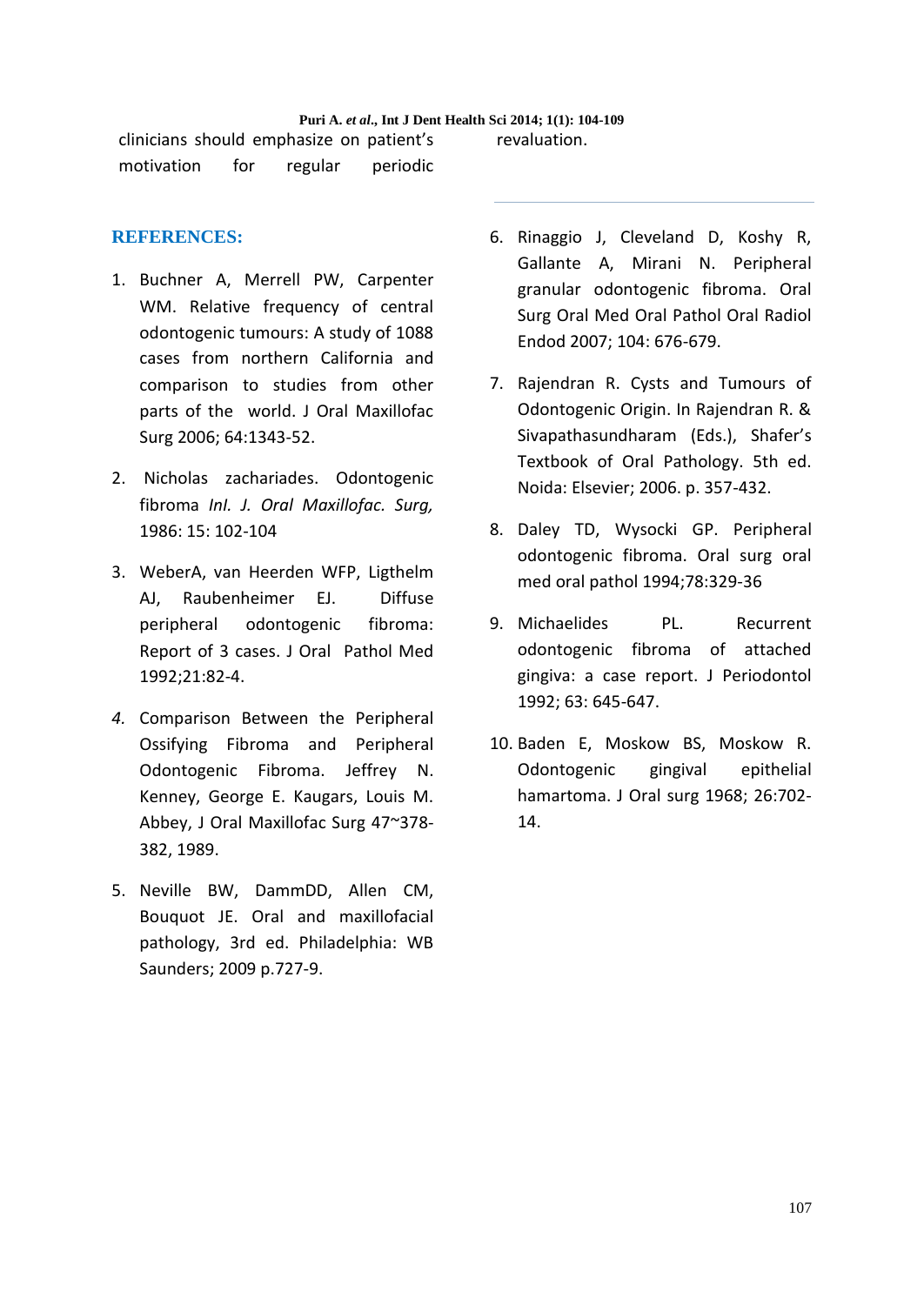clinicians should emphasize on patient's motivation for regular periodic revaluation.

## REFERENCES:

1. Buchner A, Merrell PW, Carpenter WM. Relative frequency of central odontogenic tumours: A study of 1088 cases from northern California and comparison to studies from other parts of the world. J Oral Maxillofac Surg 2006; 64:1343-52.

2. Nicholas zachariades. Odontogenic fibroma *Inl. J. Oral Maxillofac. Surg,* 1986: 15: 102-104

3. WeberA, van Heerden WFP, Ligthelm AJ, Raubenheimer EJ. Diffuse peripheral odontogenic fibroma: Report of 3 cases. J Oral Pathol Med 1992;21:82-4.

4. Comparison Between the Peripheral Ossifying Fibroma and Peripheral Odontogenic Fibroma. Jeffrey N. Kenney, George E. Kaugars, Louis M. Abbey, J Oral Maxillofac Surg 47~378-382, 1989.

5. Neville BW, DammDD, Allen CM, Bouquot JE. Oral and maxillofacial pathology, 3rd ed. Philadelphia: WB Saunders; 2009 p.727-9.

6. Rinaggio J, Cleveland D, Koshy R, Gallante A, Mirani N. Peripheral granular odontogenic fibroma. Oral Surg Oral Med Oral Pathol Oral Radiol Endod 2007; 104: 676-679.

7. Rajendran R. Cysts and Tumours of Odontogenic Origin. In Rajendran R. & Sivapathasundharam (Eds.), Shafer's Textbook of Oral Pathology. 5th ed. Noida: Elsevier; 2006. p. 357-432.

8. Daley TD, Wysocki GP. Peripheral odontogenic fibroma. Oral surg oral med oral pathol 1994;78:329-36

9. Michaelides PL. Recurrent odontogenic fibroma of attached gingiva: a case report. J Periodontol 1992; 63: 645-647.

10. Baden E, Moskow BS, Moskow R. Odontogenic gingival epithelial hamartoma. J Oral surg 1968; 26:702-14.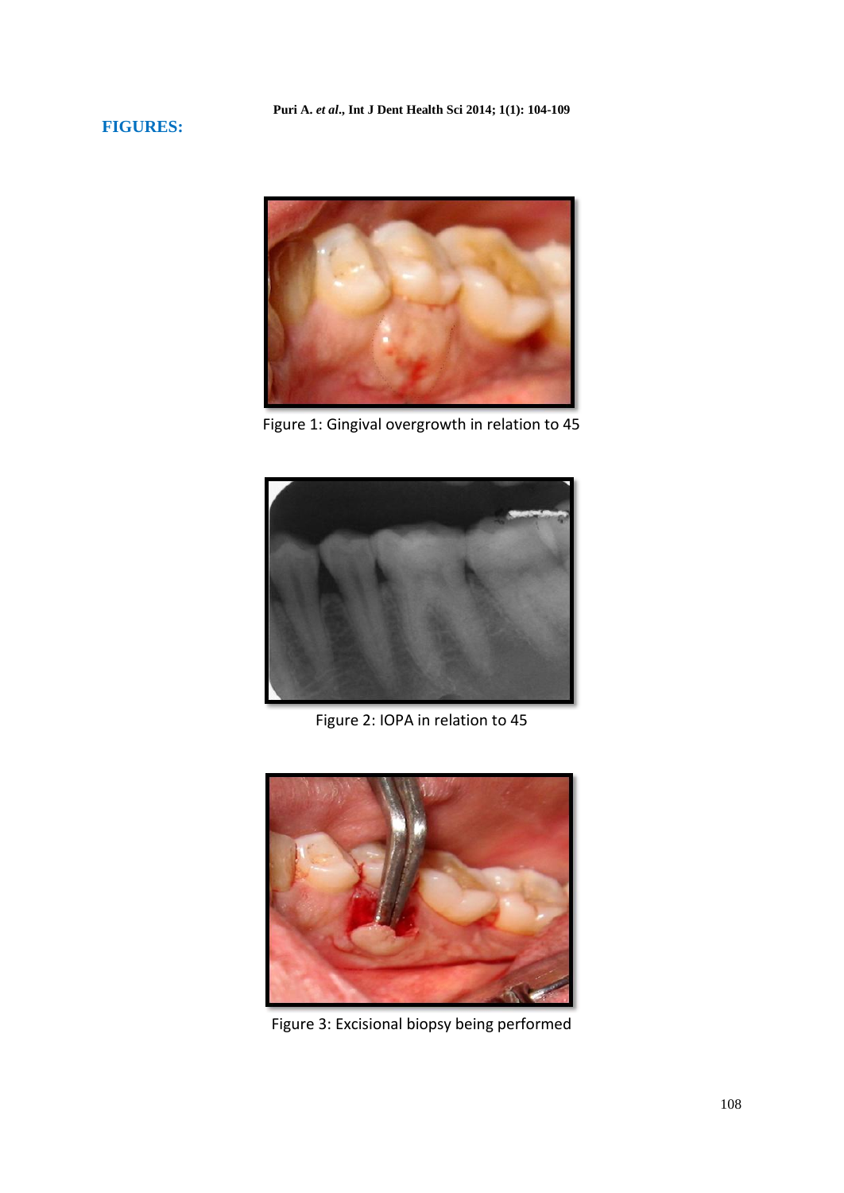**FIGURES:**

Figure 1: Gingival overgrowth in relation to 45

Figure 2: IOPA in relation to 45

Figure 3: Excisional biopsy being performed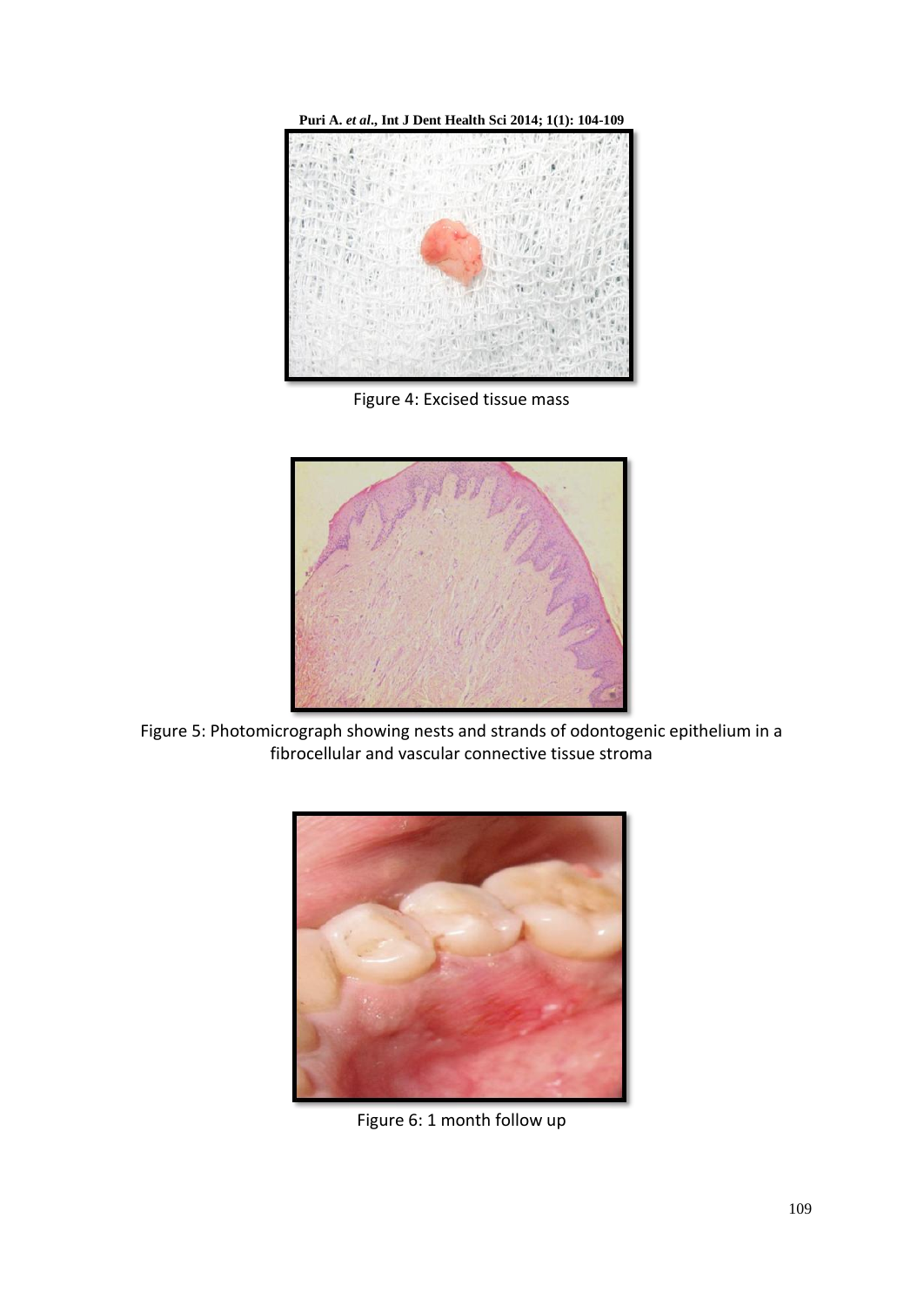Figure 4: Excised tissue mass

Figure 5: Photomicrograph showing nests and strands of odontogenic epithelium in a fibrocellular and vascular connective tissue stroma

Figure 6: 1 month follow up